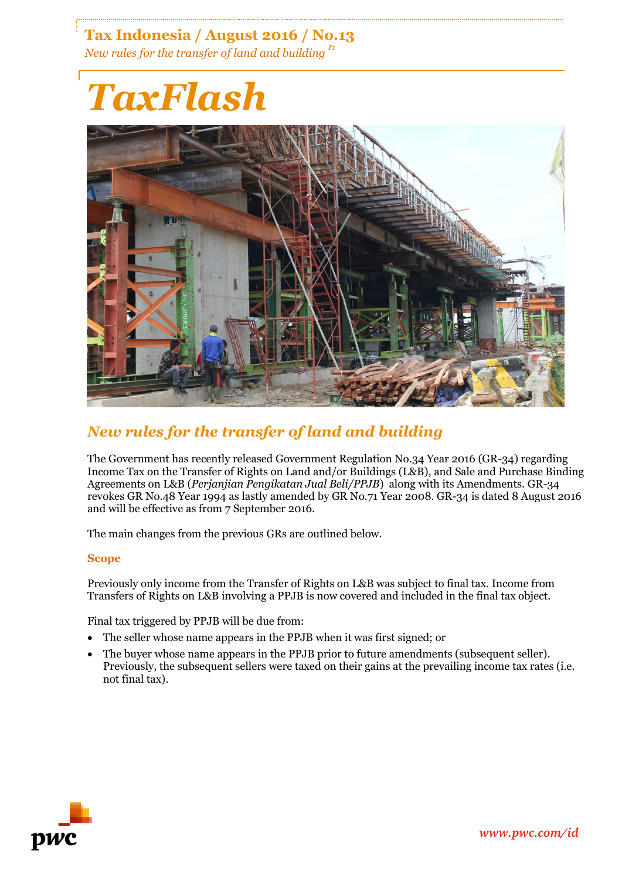# TaxFlash

## New rules for the transfer of land and building

The Government has recently released Government Regulation No.34 Year 2016 (GR-34) regarding Income Tax on the Transfer of Rights on Land and/or Buildings (L&B), and Sale and Purchase Binding Agreements on L&B (*Perjanjian Pengikatan Jual Beli/PPJB*) along with its Amendments. GR-34 revokes GR No.48 Year 1994 as lastly amended by GR No.71 Year 2008. GR-34 is dated 8 August 2016 and will be effective as from 7 September 2016.

The main changes from the previous GRs are outlined below.

### Scope

Previously only income from the Transfer of Rights on L&B was subject to final tax. Income from Transfers of Rights on L&B involving a PPJB is now covered and included in the final tax object.

Final tax triggered by PPJB will be due from:

- The seller whose name appears in the PPJB when it was first signed; or
- The buyer whose name appears in the PPJB prior to future amendments (subsequent seller). Previously, the subsequent sellers were taxed on their gains at the prevailing income tax rates (i.e. not final tax).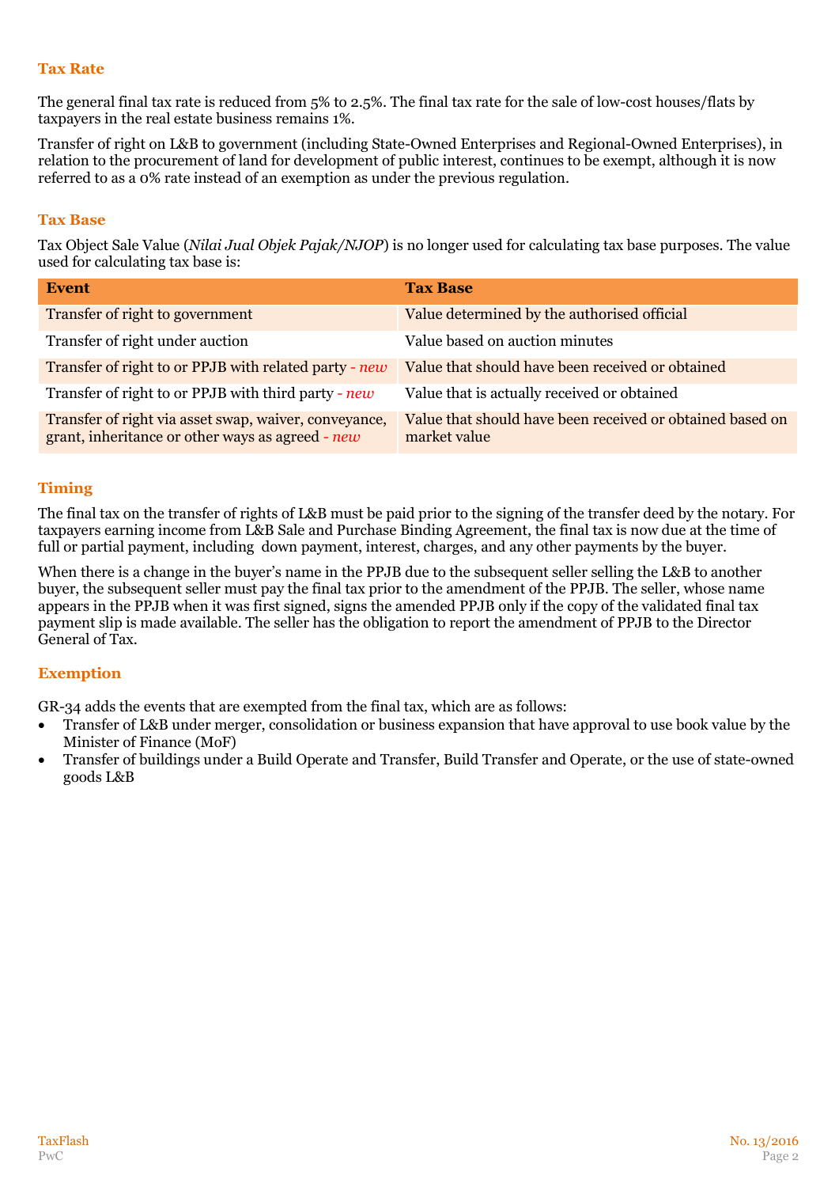## Tax Rate

The general final tax rate is reduced from 5% to 2.5%. The final tax rate for the sale of low-cost houses/flats by taxpayers in the real estate business remains 1%.

Transfer of right on L&B to government (including State-Owned Enterprises and Regional-Owned Enterprises), in relation to the procurement of land for development of public interest, continues to be exempt, although it is now referred to as a 0% rate instead of an exemption as under the previous regulation.

## Tax Base

Tax Object Sale Value (*Nilai Jual Objek Pajak/NJOP*) is no longer used for calculating tax base purposes. The value used for calculating tax base is:

| Event | Tax Base |
|---|---|
| Transfer of right to government | Value determined by the authorised official |
| Transfer of right under auction | Value based on auction minutes |
| Transfer of right to or PPJB with related party *- new* | Value that should have been received or obtained |
| Transfer of right to or PPJB with third party *- new* | Value that is actually received or obtained |
| Transfer of right via asset swap, waiver, conveyance, grant, inheritance or other ways as agreed *- new* | Value that should have been received or obtained based on market value |

## Timing

The final tax on the transfer of rights of L&B must be paid prior to the signing of the transfer deed by the notary. For taxpayers earning income from L&B Sale and Purchase Binding Agreement, the final tax is now due at the time of full or partial payment, including down payment, interest, charges, and any other payments by the buyer.

When there is a change in the buyer's name in the PPJB due to the subsequent seller selling the L&B to another buyer, the subsequent seller must pay the final tax prior to the amendment of the PPJB. The seller, whose name appears in the PPJB when it was first signed, signs the amended PPJB only if the copy of the validated final tax payment slip is made available. The seller has the obligation to report the amendment of PPJB to the Director General of Tax.

## Exemption

GR-34 adds the events that are exempted from the final tax, which are as follows:

- Transfer of L&B under merger, consolidation or business expansion that have approval to use book value by the Minister of Finance (MoF)
- Transfer of buildings under a Build Operate and Transfer, Build Transfer and Operate, or the use of state-owned goods L&B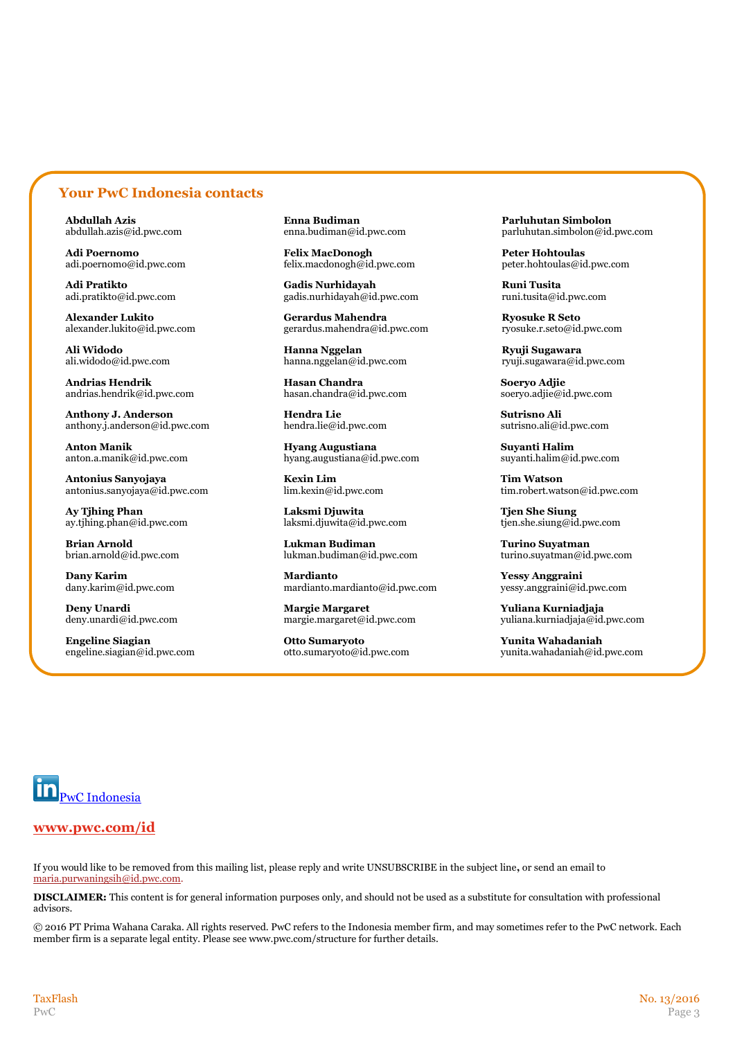## Your PwC Indonesia contacts

**Abdullah Azis**
abdullah.azis@id.pwc.com

**Adi Poernomo**
adi.poernomo@id.pwc.com

**Adi Pratikto**
adi.pratikto@id.pwc.com

**Alexander Lukito**
alexander.lukito@id.pwc.com

**Ali Widodo**
ali.widodo@id.pwc.com

**Andrias Hendrik**
andrias.hendrik@id.pwc.com

**Anthony J. Anderson**
anthony.j.anderson@id.pwc.com

**Anton Manik**
anton.a.manik@id.pwc.com

**Antonius Sanyojaya**
antonius.sanyojaya@id.pwc.com

**Ay Tjhing Phan**
ay.tjhing.phan@id.pwc.com

**Brian Arnold**
brian.arnold@id.pwc.com

**Dany Karim**
dany.karim@id.pwc.com

**Deny Unardi**
deny.unardi@id.pwc.com

**Engeline Siagian**
engeline.siagian@id.pwc.com

**Enna Budiman**
enna.budiman@id.pwc.com

**Felix MacDonogh**
felix.macdonogh@id.pwc.com

**Gadis Nurhidayah**
gadis.nurhidayah@id.pwc.com

**Gerardus Mahendra**
gerardus.mahendra@id.pwc.com

**Hanna Nggelan**
hanna.nggelan@id.pwc.com

**Hasan Chandra**
hasan.chandra@id.pwc.com

**Hendra Lie**
hendra.lie@id.pwc.com

**Hyang Augustiana**
hyang.augustiana@id.pwc.com

**Kexin Lim**
lim.kexin@id.pwc.com

**Laksmi Djuwita**
laksmi.djuwita@id.pwc.com

**Lukman Budiman**
lukman.budiman@id.pwc.com

**Mardianto**
mardianto.mardianto@id.pwc.com

**Margie Margaret**
margie.margaret@id.pwc.com

**Otto Sumaryoto**
otto.sumaryoto@id.pwc.com

**Parluhutan Simbolon**
parluhutan.simbolon@id.pwc.com

**Peter Hohtoulas**
peter.hohtoulas@id.pwc.com

**Runi Tusita**
runi.tusita@id.pwc.com

**Ryosuke R Seto**
ryosuke.r.seto@id.pwc.com

**Ryuji Sugawara**
ryuji.sugawara@id.pwc.com

**Soeryo Adjie**
soeryo.adjie@id.pwc.com

**Sutrisno Ali**
sutrisno.ali@id.pwc.com

**Suyanti Halim**
suyanti.halim@id.pwc.com

**Tim Watson**
tim.robert.watson@id.pwc.com

**Tjen She Siung**
tjen.she.siung@id.pwc.com

**Turino Suyatman**
turino.suyatman@id.pwc.com

**Yessy Anggraini**
yessy.anggraini@id.pwc.com

**Yuliana Kurniadjaja**
yuliana.kurniadjaja@id.pwc.com

**Yunita Wahadaniah**
yunita.wahadaniah@id.pwc.com

PwC Indonesia

**www.pwc.com/id**

If you would like to be removed from this mailing list, please reply and write UNSUBSCRIBE in the subject line, or send an email to maria.purwaningsih@id.pwc.com.

**DISCLAIMER:** This content is for general information purposes only, and should not be used as a substitute for consultation with professional advisors.

© 2016 PT Prima Wahana Caraka. All rights reserved. PwC refers to the Indonesia member firm, and may sometimes refer to the PwC network. Each member firm is a separate legal entity. Please see www.pwc.com/structure for further details.